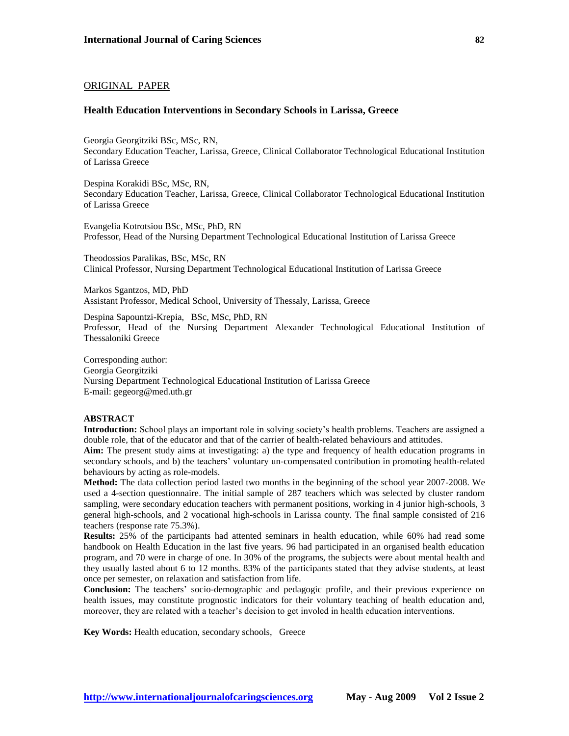ORIGINAL PAPER

# Health Education Interventions in Secondary Schools in Larissa, Greece

Georgia Georgitziki BSc, MSc, RN,
Secondary Education Teacher, Larissa, Greece, Clinical Collaborator Technological Educational Institution of Larissa Greece

Despina Korakidi BSc, MSc, RN,
Secondary Education Teacher, Larissa, Greece, Clinical Collaborator Technological Educational Institution of Larissa Greece

Evangelia Kotrotsiou BSc, MSc, PhD, RN
Professor, Head of the Nursing Department Technological Educational Institution of Larissa Greece

Theodossios Paralikas, BSc, MSc, RN
Clinical Professor, Nursing Department Technological Educational Institution of Larissa Greece

Markos Sgantzos, MD, PhD
Assistant Professor, Medical School, University of Thessaly, Larissa, Greece

Despina Sapountzi-Krepia, BSc, MSc, PhD, RN
Professor, Head of the Nursing Department Alexander Technological Educational Institution of Thessaloniki Greece

Corresponding author:
Georgia Georgitziki
Nursing Department Technological Educational Institution of Larissa Greece
E-mail: gegeorg@med.uth.gr

## ABSTRACT

**Introduction:** School plays an important role in solving society's health problems. Teachers are assigned a double role, that of the educator and that of the carrier of health-related behaviours and attitudes.

**Aim:** The present study aims at investigating: a) the type and frequency of health education programs in secondary schools, and b) the teachers' voluntary un-compensated contribution in promoting health-related behaviours by acting as role-models.

**Method:** The data collection period lasted two months in the beginning of the school year 2007-2008. We used a 4-section questionnaire. The initial sample of 287 teachers which was selected by cluster random sampling, were secondary education teachers with permanent positions, working in 4 junior high-schools, 3 general high-schools, and 2 vocational high-schools in Larissa county. The final sample consisted of 216 teachers (response rate 75.3%).

**Results:** 25% of the participants had attented seminars in health education, while 60% had read some handbook on Health Education in the last five years. 96 had participated in an organised health education program, and 70 were in charge of one. In 30% of the programs, the subjects were about mental health and they usually lasted about 6 to 12 months. 83% of the participants stated that they advise students, at least once per semester, on relaxation and satisfaction from life.

**Conclusion:** The teachers' socio-demographic and pedagogic profile, and their previous experience on health issues, may constitute prognostic indicators for their voluntary teaching of health education and, moreover, they are related with a teacher's decision to get involed in health education interventions.

**Key Words:** Health education, secondary schools, Greece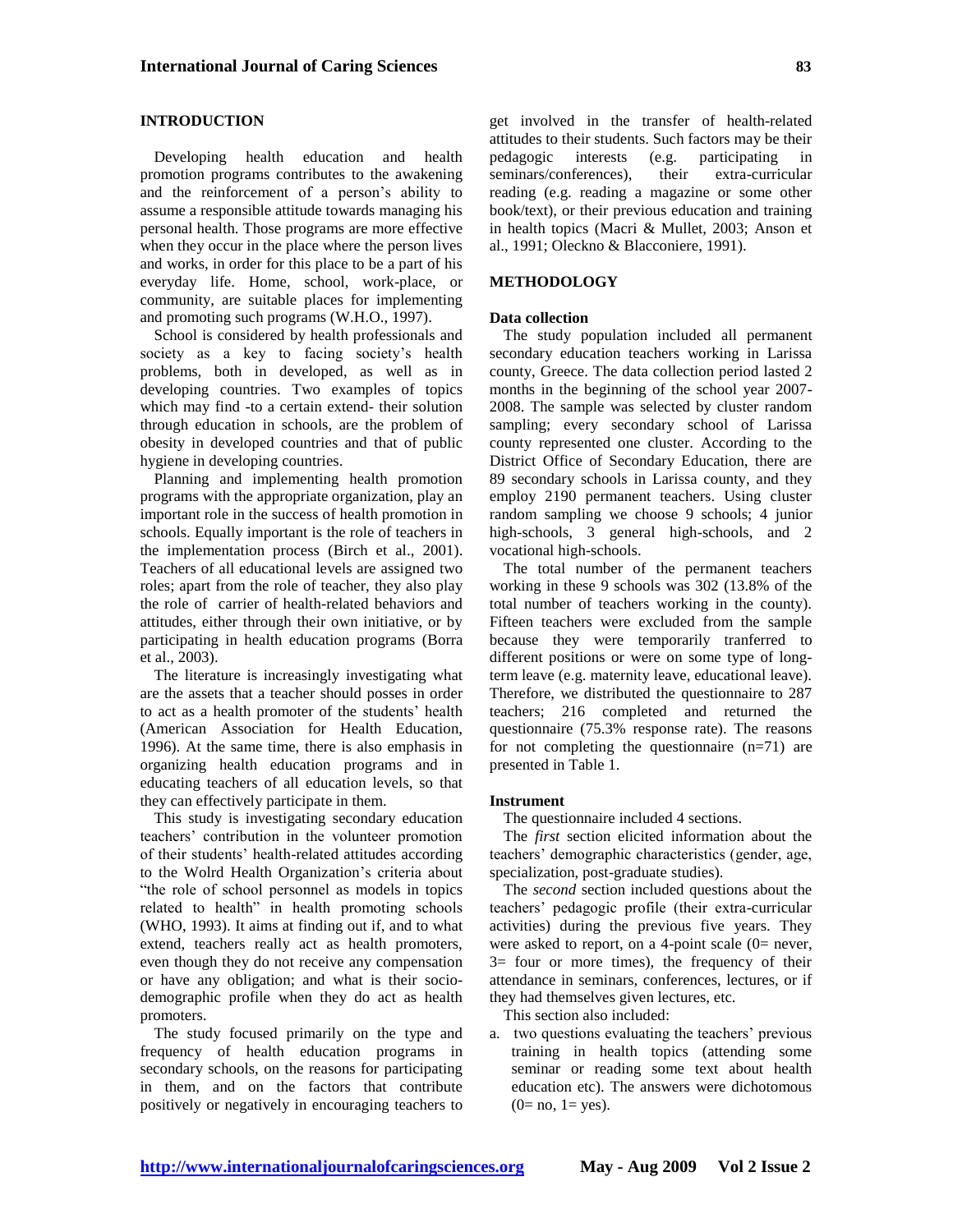## INTRODUCTION

Developing health education and health promotion programs contributes to the awakening and the reinforcement of a person's ability to assume a responsible attitude towards managing his personal health. Those programs are more effective when they occur in the place where the person lives and works, in order for this place to be a part of his everyday life. Home, school, work-place, or community, are suitable places for implementing and promoting such programs (W.H.O., 1997).

School is considered by health professionals and society as a key to facing society's health problems, both in developed, as well as in developing countries. Two examples of topics which may find -to a certain extend- their solution through education in schools, are the problem of obesity in developed countries and that of public hygiene in developing countries.

Planning and implementing health promotion programs with the appropriate organization, play an important role in the success of health promotion in schools. Equally important is the role of teachers in the implementation process (Birch et al., 2001). Teachers of all educational levels are assigned two roles; apart from the role of teacher, they also play the role of carrier of health-related behaviors and attitudes, either through their own initiative, or by participating in health education programs (Borra et al., 2003).

The literature is increasingly investigating what are the assets that a teacher should posses in order to act as a health promoter of the students' health (American Association for Health Education, 1996). At the same time, there is also emphasis in organizing health education programs and in educating teachers of all education levels, so that they can effectively participate in them.

This study is investigating secondary education teachers' contribution in the volunteer promotion of their students' health-related attitudes according to the Wolrd Health Organization's criteria about "the role of school personnel as models in topics related to health" in health promoting schools (WHO, 1993). It aims at finding out if, and to what extend, teachers really act as health promoters, even though they do not receive any compensation or have any obligation; and what is their socio-demographic profile when they do act as health promoters.

The study focused primarily on the type and frequency of health education programs in secondary schools, on the reasons for participating in them, and on the factors that contribute positively or negatively in encouraging teachers to get involved in the transfer of health-related attitudes to their students. Such factors may be their pedagogic interests (e.g. participating in seminars/conferences), their extra-curricular reading (e.g. reading a magazine or some other book/text), or their previous education and training in health topics (Macri & Mullet, 2003; Anson et al., 1991; Oleckno & Blacconiere, 1991).

## METHODOLOGY

### Data collection

The study population included all permanent secondary education teachers working in Larissa county, Greece. The data collection period lasted 2 months in the beginning of the school year 2007-2008. The sample was selected by cluster random sampling; every secondary school of Larissa county represented one cluster. According to the District Office of Secondary Education, there are 89 secondary schools in Larissa county, and they employ 2190 permanent teachers. Using cluster random sampling we choose 9 schools; 4 junior high-schools, 3 general high-schools, and 2 vocational high-schools.

The total number of the permanent teachers working in these 9 schools was 302 (13.8% of the total number of teachers working in the county). Fifteen teachers were excluded from the sample because they were temporarily tranferred to different positions or were on some type of long-term leave (e.g. maternity leave, educational leave). Therefore, we distributed the questionnaire to 287 teachers; 216 completed and returned the questionnaire (75.3% response rate). The reasons for not completing the questionnaire (n=71) are presented in Table 1.

### Instrument

The questionnaire included 4 sections.

The *first* section elicited information about the teachers' demographic characteristics (gender, age, specialization, post-graduate studies).

The *second* section included questions about the teachers' pedagogic profile (their extra-curricular activities) during the previous five years. They were asked to report, on a 4-point scale (0= never, 3= four or more times), the frequency of their attendance in seminars, conferences, lectures, or if they had themselves given lectures, etc.

This section also included:

a. two questions evaluating the teachers' previous training in health topics (attending some seminar or reading some text about health education etc). The answers were dichotomous (0= no, 1= yes).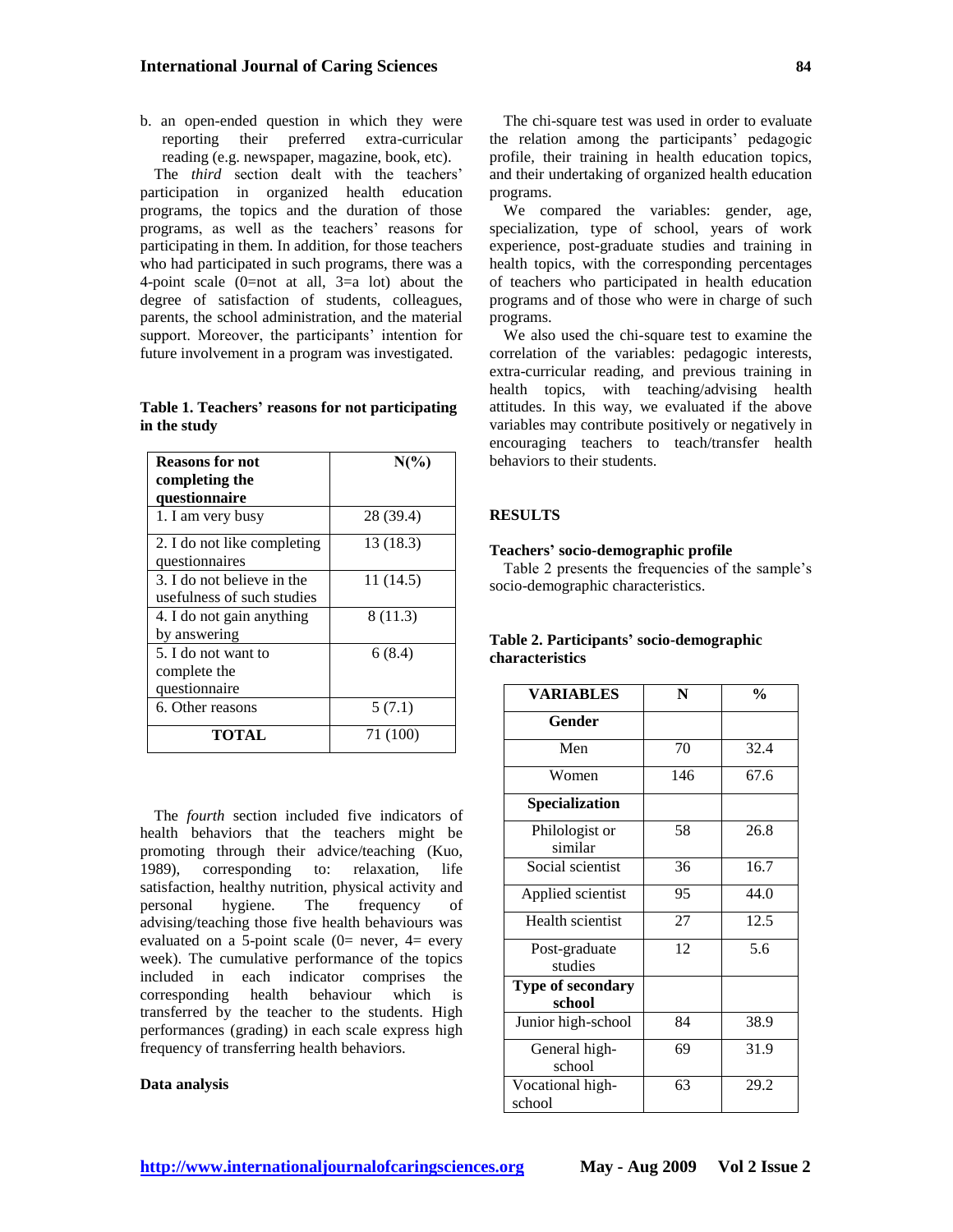b. an open-ended question in which they were reporting their preferred extra-curricular reading (e.g. newspaper, magazine, book, etc).

The *third* section dealt with the teachers' participation in organized health education programs, the topics and the duration of those programs, as well as the teachers' reasons for participating in them. In addition, for those teachers who had participated in such programs, there was a 4-point scale (0=not at all, 3=a lot) about the degree of satisfaction of students, colleagues, parents, the school administration, and the material support. Moreover, the participants' intention for future involvement in a program was investigated.

**Table 1. Teachers' reasons for not participating in the study**

| Reasons for not completing the questionnaire | N(%) |
|---|---|
| 1. I am very busy | 28 (39.4) |
| 2. I do not like completing questionnaires | 13 (18.3) |
| 3. I do not believe in the usefulness of such studies | 11 (14.5) |
| 4. I do not gain anything by answering | 8 (11.3) |
| 5. I do not want to complete the questionnaire | 6 (8.4) |
| 6. Other reasons | 5 (7.1) |
| **TOTAL** | 71 (100) |

The *fourth* section included five indicators of health behaviors that the teachers might be promoting through their advice/teaching (Kuo, 1989), corresponding to: relaxation, life satisfaction, healthy nutrition, physical activity and personal hygiene. The frequency of advising/teaching those five health behaviours was evaluated on a 5-point scale (0= never, 4= every week). The cumulative performance of the topics included in each indicator comprises the corresponding health behaviour which is transferred by the teacher to the students. High performances (grading) in each scale express high frequency of transferring health behaviors.

**Data analysis**

The chi-square test was used in order to evaluate the relation among the participants' pedagogic profile, their training in health education topics, and their undertaking of organized health education programs.

We compared the variables: gender, age, specialization, type of school, years of work experience, post-graduate studies and training in health topics, with the corresponding percentages of teachers who participated in health education programs and of those who were in charge of such programs.

We also used the chi-square test to examine the correlation of the variables: pedagogic interests, extra-curricular reading, and previous training in health topics, with teaching/advising health attitudes. In this way, we evaluated if the above variables may contribute positively or negatively in encouraging teachers to teach/transfer health behaviors to their students.

## RESULTS

### Teachers' socio-demographic profile

Table 2 presents the frequencies of the sample's socio-demographic characteristics.

**Table 2. Participants' socio-demographic characteristics**

| VARIABLES | N | % |
|---|---|---|
| **Gender** | | |
| Men | 70 | 32.4 |
| Women | 146 | 67.6 |
| **Specialization** | | |
| Philologist or similar | 58 | 26.8 |
| Social scientist | 36 | 16.7 |
| Applied scientist | 95 | 44.0 |
| Health scientist | 27 | 12.5 |
| Post-graduate studies | 12 | 5.6 |
| **Type of secondary school** | | |
| Junior high-school | 84 | 38.9 |
| General high-school | 69 | 31.9 |
| Vocational high-school | 63 | 29.2 |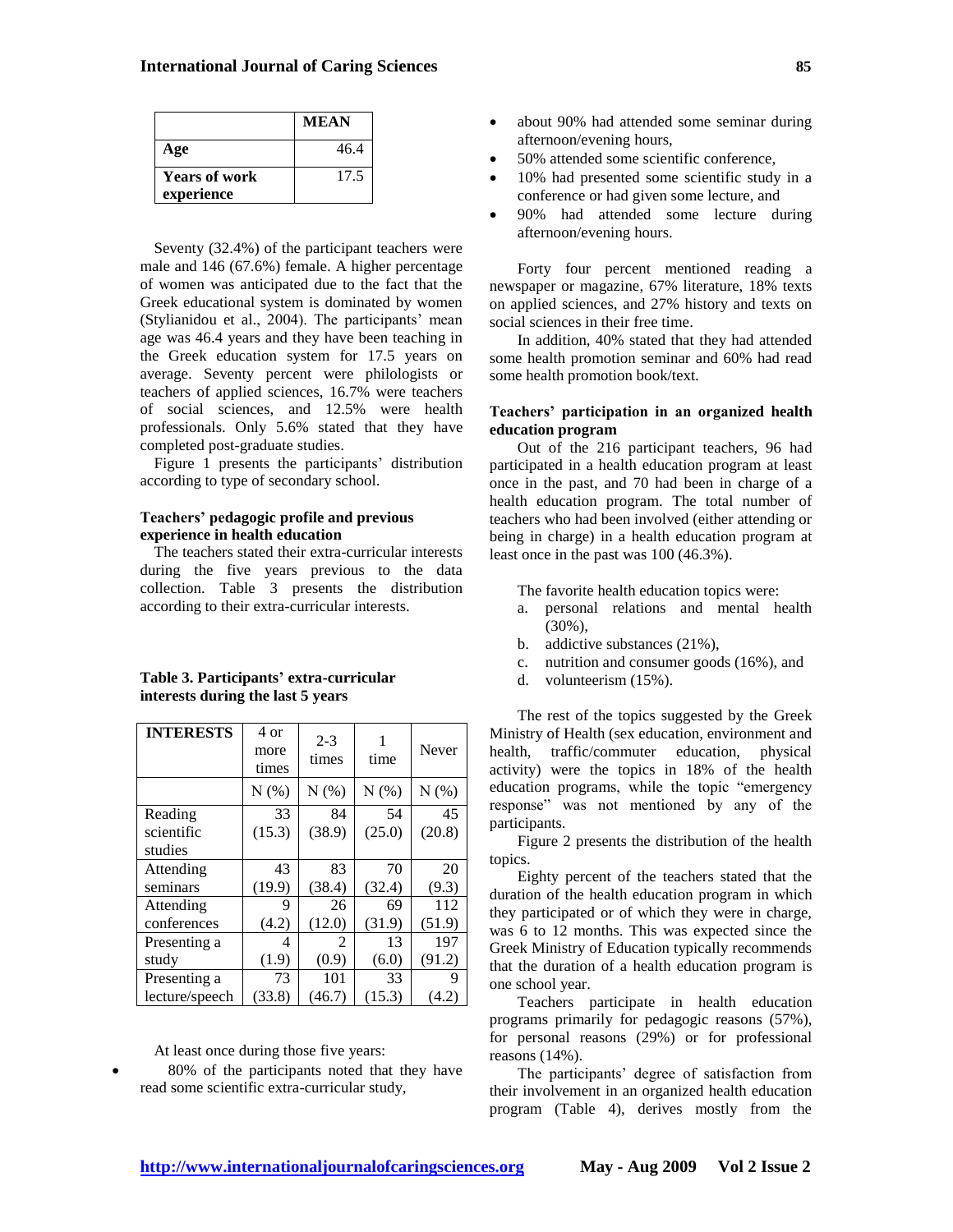| | MEAN |
|---|---|
| Age | 46.4 |
| Years of work experience | 17.5 |

Seventy (32.4%) of the participant teachers were male and 146 (67.6%) female. A higher percentage of women was anticipated due to the fact that the Greek educational system is dominated by women (Stylianidou et al., 2004). The participants' mean age was 46.4 years and they have been teaching in the Greek education system for 17.5 years on average. Seventy percent were philologists or teachers of applied sciences, 16.7% were teachers of social sciences, and 12.5% were health professionals. Only 5.6% stated that they have completed post-graduate studies.

Figure 1 presents the participants' distribution according to type of secondary school.

### Teachers' pedagogic profile and previous experience in health education

The teachers stated their extra-curricular interests during the five years previous to the data collection. Table 3 presents the distribution according to their extra-curricular interests.

**Table 3. Participants' extra-curricular interests during the last 5 years**

| INTERESTS | 4 or more times | 2-3 times | 1 time | Never |
|---|---|---|---|---|
| | N (%) | N (%) | N (%) | N (%) |
| Reading scientific studies | 33 (15.3) | 84 (38.9) | 54 (25.0) | 45 (20.8) |
| Attending seminars | 43 (19.9) | 83 (38.4) | 70 (32.4) | 20 (9.3) |
| Attending conferences | 9 (4.2) | 26 (12.0) | 69 (31.9) | 112 (51.9) |
| Presenting a study | 4 (1.9) | 2 (0.9) | 13 (6.0) | 197 (91.2) |
| Presenting a lecture/speech | 73 (33.8) | 101 (46.7) | 33 (15.3) | 9 (4.2) |

At least once during those five years:

- 80% of the participants noted that they have read some scientific extra-curricular study,
- about 90% had attended some seminar during afternoon/evening hours,
- 50% attended some scientific conference,
- 10% had presented some scientific study in a conference or had given some lecture, and
- 90% had attended some lecture during afternoon/evening hours.

Forty four percent mentioned reading a newspaper or magazine, 67% literature, 18% texts on applied sciences, and 27% history and texts on social sciences in their free time.

In addition, 40% stated that they had attended some health promotion seminar and 60% had read some health promotion book/text.

### Teachers' participation in an organized health education program

Out of the 216 participant teachers, 96 had participated in a health education program at least once in the past, and 70 had been in charge of a health education program. The total number of teachers who had been involved (either attending or being in charge) in a health education program at least once in the past was 100 (46.3%).

The favorite health education topics were:

a. personal relations and mental health (30%),
b. addictive substances (21%),
c. nutrition and consumer goods (16%), and
d. volunteerism (15%).

The rest of the topics suggested by the Greek Ministry of Health (sex education, environment and health, traffic/commuter education, physical activity) were the topics in 18% of the health education programs, while the topic "emergency response" was not mentioned by any of the participants.

Figure 2 presents the distribution of the health topics.

Eighty percent of the teachers stated that the duration of the health education program in which they participated or of which they were in charge, was 6 to 12 months. This was expected since the Greek Ministry of Education typically recommends that the duration of a health education program is one school year.

Teachers participate in health education programs primarily for pedagogic reasons (57%), for personal reasons (29%) or for professional reasons (14%).

The participants' degree of satisfaction from their involvement in an organized health education program (Table 4), derives mostly from the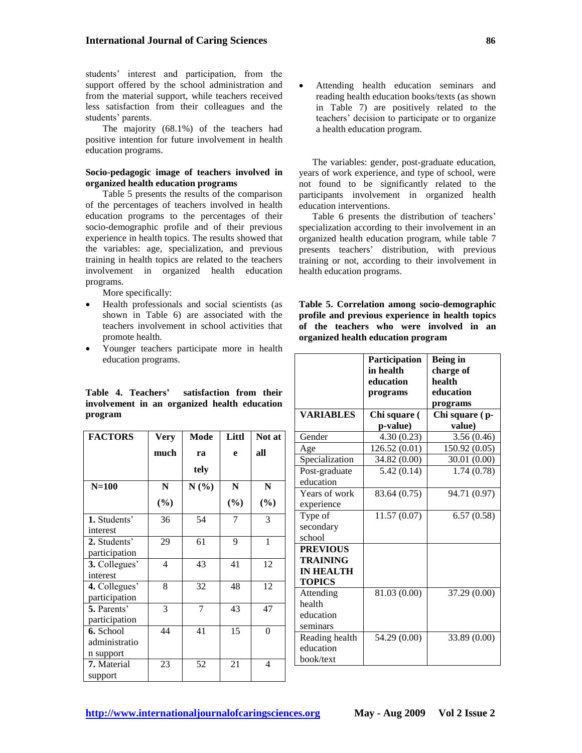students' interest and participation, from the support offered by the school administration and from the material support, while teachers received less satisfaction from their colleagues and the students' parents.

The majority (68.1%) of the teachers had positive intention for future involvement in health education programs.

**Socio-pedagogic image of teachers involved in organized health education programs**

Table 5 presents the results of the comparison of the percentages of teachers involved in health education programs to the percentages of their socio-demographic profile and of their previous experience in health topics. The results showed that the variables: age, specialization, and previous training in health topics are related to the teachers involvement in organized health education programs.

More specifically:

- Health professionals and social scientists (as shown in Table 6) are associated with the teachers involvement in school activities that promote health.
- Younger teachers participate more in health education programs.

**Table 4. Teachers' satisfaction from their involvement in an organized health education program**

| FACTORS | Very much | Moderately | Little | Not at all |
|---|---|---|---|---|
| N=100 | N (%) | N (%) | N (%) | N (%) |
| **1.** Students' interest | 36 | 54 | 7 | 3 |
| **2.** Students' participation | 29 | 61 | 9 | 1 |
| **3.** Collegues' interest | 4 | 43 | 41 | 12 |
| **4.** Collegues' participation | 8 | 32 | 48 | 12 |
| **5.** Parents' participation | 3 | 7 | 43 | 47 |
| **6.** School administration support | 44 | 41 | 15 | 0 |
| **7.** Material support | 23 | 52 | 21 | 4 |

- Attending health education seminars and reading health education books/texts (as shown in Table 7) are positively related to the teachers' decision to participate or to organize a health education program.

The variables: gender, post-graduate education, years of work experience, and type of school, were not found to be significantly related to the participants involvement in organized health education interventions.

Table 6 presents the distribution of teachers' specialization according to their involvement in an organized health education program, while table 7 presents teachers' distribution, with previous training or not, according to their involvement in health education programs.

**Table 5. Correlation among socio-demographic profile and previous experience in health topics of the teachers who were involved in an organized health education program**

| | Participation in health education programs | Being in charge of health education programs |
|---|---|---|
| **VARIABLES** | **Chi square ( p-value)** | **Chi square ( p-value)** |
| Gender | 4.30 (0.23) | 3.56 (0.46) |
| Age | 126.52 (0.01) | 150.92 (0.05) |
| Specialization | 34.82 (0.00) | 30.01 (0.00) |
| Post-graduate education | 5.42 (0.14) | 1.74 (0.78) |
| Years of work experience | 83.64 (0.75) | 94.71 (0.97) |
| Type of secondary school | 11.57 (0.07) | 6.57 (0.58) |
| **PREVIOUS TRAINING IN HEALTH TOPICS** | | |
| Attending health education seminars | 81.03 (0.00) | 37.29 (0.00) |
| Reading health education book/text | 54.29 (0.00) | 33.89 (0.00) |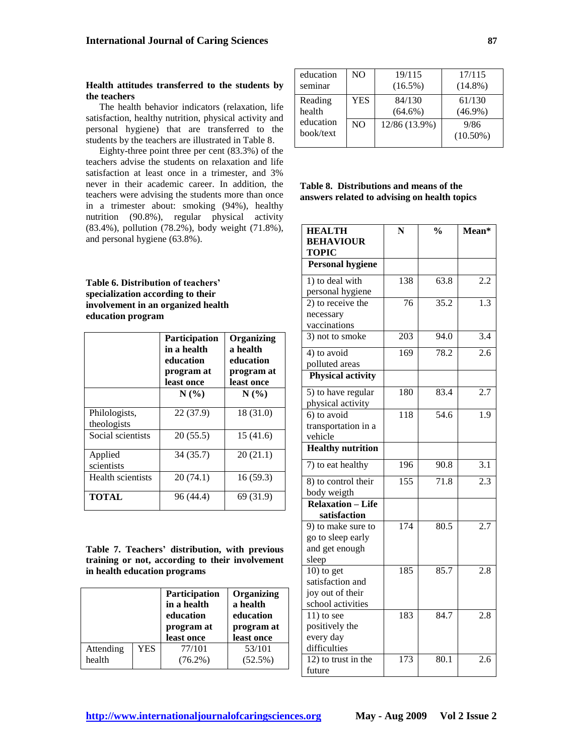### Health attitudes transferred to the students by the teachers

The health behavior indicators (relaxation, life satisfaction, healthy nutrition, physical activity and personal hygiene) that are transferred to the students by the teachers are illustrated in Table 8.

Eighty-three point three per cent (83.3%) of the teachers advise the students on relaxation and life satisfaction at least once in a trimester, and 3% never in their academic career. In addition, the teachers were advising the students more than once in a trimester about: smoking (94%), healthy nutrition (90.8%), regular physical activity (83.4%), pollution (78.2%), body weight (71.8%), and personal hygiene (63.8%).

**Table 6. Distribution of teachers' specialization according to their involvement in an organized health education program**

| | Participation in a health education program at least once | Organizing a health education program at least once |
|---|---|---|
| | N (%) | N (%) |
| Philologists, theologists | 22 (37.9) | 18 (31.0) |
| Social scientists | 20 (55.5) | 15 (41.6) |
| Applied scientists | 34 (35.7) | 20 (21.1) |
| Health scientists | 20 (74.1) | 16 (59.3) |
| **TOTAL** | 96 (44.4) | 69 (31.9) |

**Table 7. Teachers' distribution, with previous training or not, according to their involvement in health education programs**

| | | Participation in a health education program at least once | Organizing a health education program at least once |
|---|---|---|---|
| Attending health education seminar | YES | 77/101 (76.2%) | 53/101 (52.5%) |
| | NO | 19/115 (16.5%) | 17/115 (14.8%) |
| Reading health education book/text | YES | 84/130 (64.6%) | 61/130 (46.9%) |
| | NO | 12/86 (13.9%) | 9/86 (10.50%) |

**Table 8. Distributions and means of the answers related to advising on health topics**

| HEALTH BEHAVIOUR TOPIC | N | % | Mean* |
|---|---|---|---|
| **Personal hygiene** | | | |
| 1) to deal with personal hygiene | 138 | 63.8 | 2.2 |
| 2) to receive the necessary vaccinations | 76 | 35.2 | 1.3 |
| 3) not to smoke | 203 | 94.0 | 3.4 |
| 4) to avoid polluted areas | 169 | 78.2 | 2.6 |
| **Physical activity** | | | |
| 5) to have regular physical activity | 180 | 83.4 | 2.7 |
| 6) to avoid transportation in a vehicle | 118 | 54.6 | 1.9 |
| **Healthy nutrition** | | | |
| 7) to eat healthy | 196 | 90.8 | 3.1 |
| 8) to control their body weigth | 155 | 71.8 | 2.3 |
| **Relaxation – Life satisfaction** | | | |
| 9) to make sure to go to sleep early and get enough sleep | 174 | 80.5 | 2.7 |
| 10) to get satisfaction and joy out of their school activities | 185 | 85.7 | 2.8 |
| 11) to see positively the every day difficulties | 183 | 84.7 | 2.8 |
| 12) to trust in the future | 173 | 80.1 | 2.6 |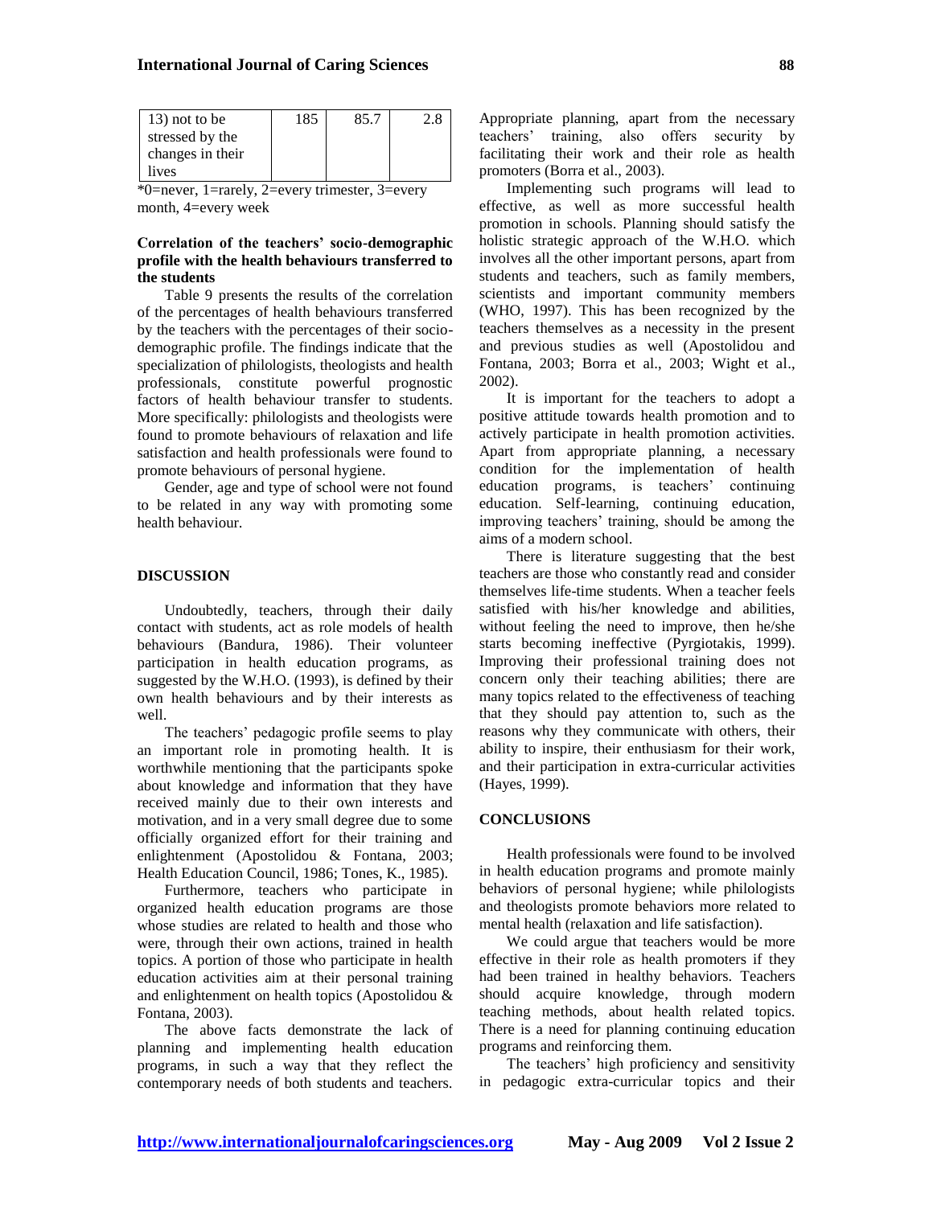| 13) not to be stressed by the changes in their lives | 185 | 85.7 | 2.8 |
|---|---|---|---|

*0=never, 1=rarely, 2=every trimester, 3=every month, 4=every week

**Correlation of the teachers' socio-demographic profile with the health behaviours transferred to the students**

Table 9 presents the results of the correlation of the percentages of health behaviours transferred by the teachers with the percentages of their socio-demographic profile. The findings indicate that the specialization of philologists, theologists and health professionals, constitute powerful prognostic factors of health behaviour transfer to students. More specifically: philologists and theologists were found to promote behaviours of relaxation and life satisfaction and health professionals were found to promote behaviours of personal hygiene.

Gender, age and type of school were not found to be related in any way with promoting some health behaviour.

## DISCUSSION

Undoubtedly, teachers, through their daily contact with students, act as role models of health behaviours (Bandura, 1986). Their volunteer participation in health education programs, as suggested by the W.H.O. (1993), is defined by their own health behaviours and by their interests as well.

The teachers' pedagogic profile seems to play an important role in promoting health. It is worthwhile mentioning that the participants spoke about knowledge and information that they have received mainly due to their own interests and motivation, and in a very small degree due to some officially organized effort for their training and enlightenment (Apostolidou & Fontana, 2003; Health Education Council, 1986; Tones, K., 1985).

Furthermore, teachers who participate in organized health education programs are those whose studies are related to health and those who were, through their own actions, trained in health topics. A portion of those who participate in health education activities aim at their personal training and enlightenment on health topics (Apostolidou & Fontana, 2003).

The above facts demonstrate the lack of planning and implementing health education programs, in such a way that they reflect the contemporary needs of both students and teachers. Appropriate planning, apart from the necessary teachers' training, also offers security by facilitating their work and their role as health promoters (Borra et al., 2003).

Implementing such programs will lead to effective, as well as more successful health promotion in schools. Planning should satisfy the holistic strategic approach of the W.H.O. which involves all the other important persons, apart from students and teachers, such as family members, scientists and important community members (WHO, 1997). This has been recognized by the teachers themselves as a necessity in the present and previous studies as well (Apostolidou and Fontana, 2003; Borra et al., 2003; Wight et al., 2002).

It is important for the teachers to adopt a positive attitude towards health promotion and to actively participate in health promotion activities. Apart from appropriate planning, a necessary condition for the implementation of health education programs, is teachers' continuing education. Self-learning, continuing education, improving teachers' training, should be among the aims of a modern school.

There is literature suggesting that the best teachers are those who constantly read and consider themselves life-time students. When a teacher feels satisfied with his/her knowledge and abilities, without feeling the need to improve, then he/she starts becoming ineffective (Pyrgiotakis, 1999). Improving their professional training does not concern only their teaching abilities; there are many topics related to the effectiveness of teaching that they should pay attention to, such as the reasons why they communicate with others, their ability to inspire, their enthusiasm for their work, and their participation in extra-curricular activities (Hayes, 1999).

## CONCLUSIONS

Health professionals were found to be involved in health education programs and promote mainly behaviors of personal hygiene; while philologists and theologists promote behaviors more related to mental health (relaxation and life satisfaction).

We could argue that teachers would be more effective in their role as health promoters if they had been trained in healthy behaviors. Teachers should acquire knowledge, through modern teaching methods, about health related topics. There is a need for planning continuing education programs and reinforcing them.

The teachers' high proficiency and sensitivity in pedagogic extra-curricular topics and their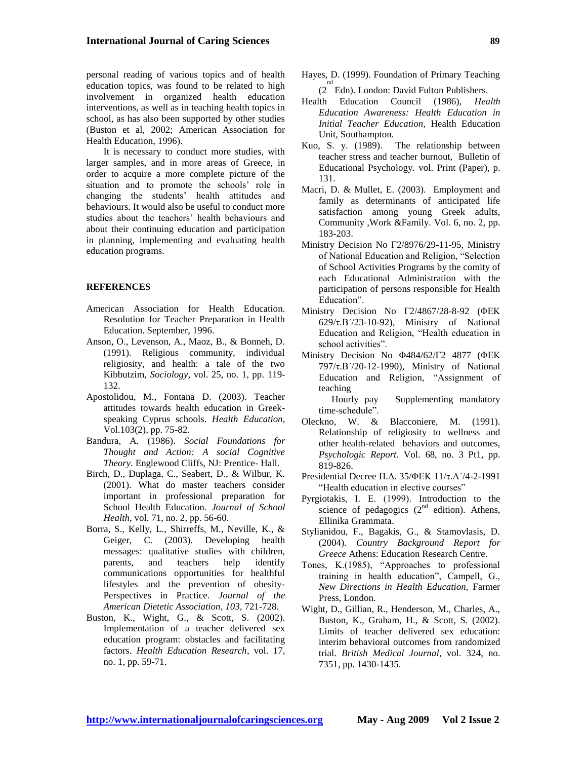personal reading of various topics and of health education topics, was found to be related to high involvement in organized health education interventions, as well as in teaching health topics in school, as has also been supported by other studies (Buston et al, 2002; American Association for Health Education, 1996).

It is necessary to conduct more studies, with larger samples, and in more areas of Greece, in order to acquire a more complete picture of the situation and to promote the schools' role in changing the students' health attitudes and behaviours. It would also be useful to conduct more studies about the teachers' health behaviours and about their continuing education and participation in planning, implementing and evaluating health education programs.

## REFERENCES

American Association for Health Education. Resolution for Teacher Preparation in Health Education. September, 1996.

Anson, O., Levenson, A., Maoz, B., & Bonneh, D. (1991). Religious community, individual religiosity, and health: a tale of the two Kibbutzim, *Sociology*, vol. 25, no. 1, pp. 119-132.

Apostolidou, M., Fontana D. (2003). Teacher attitudes towards health education in Greek-speaking Cyprus schools. *Health Education*, Vol.103(2), pp. 75-82.

Bandura, A. (1986). *Social Foundations for Thought and Action: A social Cognitive Theory*. Englewood Cliffs, NJ: Prentice- Hall.

Birch, D., Duplaga, C., Seabert, D., & Wilbur, K. (2001). What do master teachers consider important in professional preparation for School Health Education. *Journal of School Health*, vol. 71, no. 2, pp. 56-60.

Borra, S., Kelly, L., Shirreffs, M., Neville, K., & Geiger, C. (2003). Developing health messages: qualitative studies with children, parents, and teachers help identify communications opportunities for healthful lifestyles and the prevention of obesity-Perspectives in Practice. *Journal of the American Dietetic Association*, *103*, 721-728.

Buston, K., Wight, G., & Scott, S. (2002). Implementation of a teacher delivered sex education program: obstacles and facilitating factors. *Health Education Research*, vol. 17, no. 1, pp. 59-71.

Hayes, D. (1999). Foundation of Primary Teaching (2nd Edn). London: David Fulton Publishers.

Health Education Council (1986), *Health Education Awareness: Health Education in Initial Teacher Education,* Health Education Unit, Southampton.

Kuo, S. y. (1989). The relationship between teacher stress and teacher burnout, Bulletin of Educational Psychology. vol. Print (Paper), p. 131.

Macri, D. & Mullet, E. (2003). Employment and family as determinants of anticipated life satisfaction among young Greek adults, Community ,Work &Family. Vol. 6, no. 2, pp. 183-203.

Ministry Decision No Γ2/8976/29-11-95, Ministry of National Education and Religion, "Selection of School Activities Programs by the comity of each Educational Administration with the participation of persons responsible for Health Education".

Ministry Decision No Γ2/4867/28-8-92 (ΦΕΚ 629/τ.Β΄/23-10-92), Ministry of National Education and Religion, "Health education in school activities".

Ministry Decision No Φ484/62/Γ2 4877 (ΦΕΚ 797/τ.Β΄/20-12-1990), Ministry of National Education and Religion, "Assignment of teaching – Hourly pay – Supplementing mandatory time-schedule".

Oleckno, W. & Blacconiere, M. (1991). Relationship of religiosity to wellness and other health-related behaviors and outcomes, *Psychologic Report*. Vol. 68, no. 3 Pt1, pp. 819-826.

Presidential Decree Π.Δ. 35/ΦΕΚ 11/τ.Α΄/4-2-1991 "Health education in elective courses"

Pyrgiotakis, I. E. (1999). Introduction to the science of pedagogics (2nd edition). Athens, Ellinika Grammata.

Stylianidou, F., Bagakis, G., & Stamovlasis, D. (2004). *Country Background Report for Greece* Athens: Education Research Centre.

Tones, K.(1985), "Approaches to professional training in health education", Campell, G., *New Directions in Health Education*, Farmer Press, London.

Wight, D., Gillian, R., Henderson, M., Charles, A., Buston, K., Graham, H., & Scott, S. (2002). Limits of teacher delivered sex education: interim behavioral outcomes from randomized trial. *British Medical Journal*, vol. 324, no. 7351, pp. 1430-1435.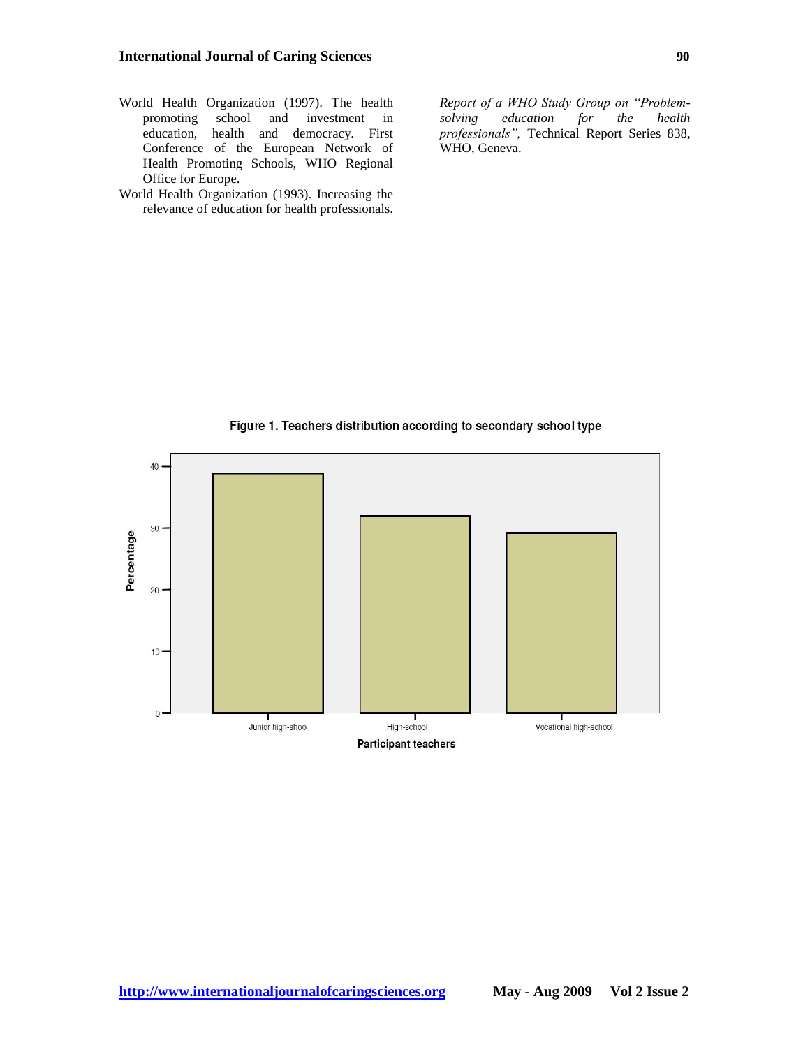World Health Organization (1997). The health promoting school and investment in education, health and democracy. First Conference of the European Network of Health Promoting Schools, WHO Regional Office for Europe.

World Health Organization (1993). Increasing the relevance of education for health professionals. *Report of a WHO Study Group on "Problem-solving education for the health professionals",* Technical Report Series 838, WHO, Geneva.

**Figure 1. Teachers distribution according to secondary school type**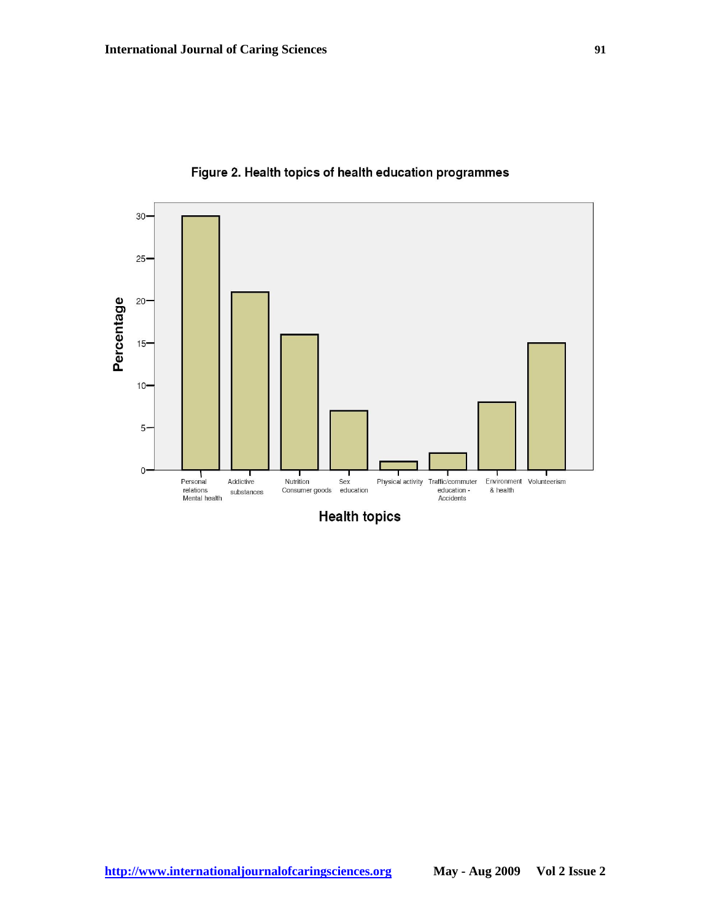Figure 2. Health topics of health education programmes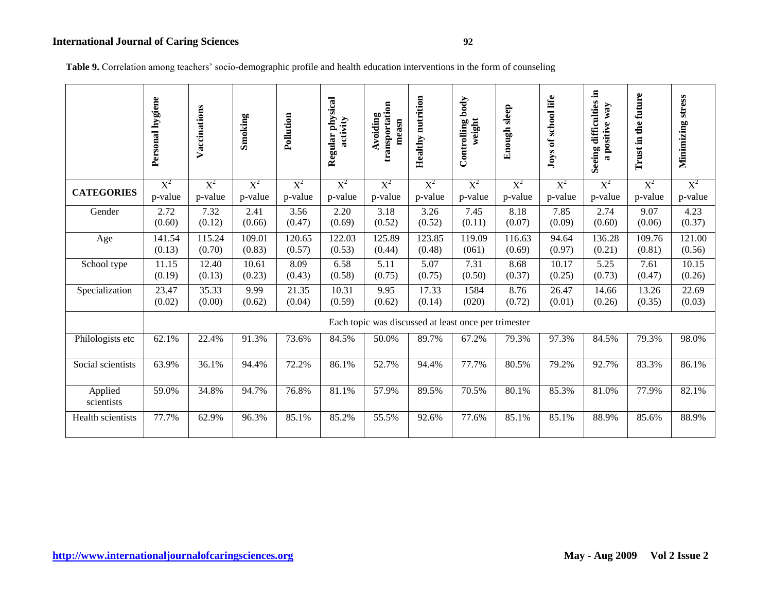**Table 9.** Correlation among teachers' socio-demographic profile and health education interventions in the form of counseling

| | Personal hygiene | Vaccinations | Smoking | Pollution | Regular physical activity | Avoiding transportation measn | Healthy nutrition | Controlling body weight | Enough sleep | Joys of school life | Seeing difficulties in a positive way | Trust in the future | Minimizing stress |
|---|---|---|---|---|---|---|---|---|---|---|---|---|---|
| **CATEGORIES** | $X^2$ p-value | $X^2$ p-value | $X^2$ p-value | $X^2$ p-value | $X^2$ p-value | $X^2$ p-value | $X^2$ p-value | $X^2$ p-value | $X^2$ p-value | $X^2$ p-value | $X^2$ p-value | $X^2$ p-value | $X^2$ p-value |
| Gender | 2.72 (0.60) | 7.32 (0.12) | 2.41 (0.66) | 3.56 (0.47) | 2.20 (0.69) | 3.18 (0.52) | 3.26 (0.52) | 7.45 (0.11) | 8.18 (0.07) | 7.85 (0.09) | 2.74 (0.60) | 9.07 (0.06) | 4.23 (0.37) |
| Age | 141.54 (0.13) | 115.24 (0.70) | 109.01 (0.83) | 120.65 (0.57) | 122.03 (0.53) | 125.89 (0.44) | 123.85 (0.48) | 119.09 (061) | 116.63 (0.69) | 94.64 (0.97) | 136.28 (0.21) | 109.76 (0.81) | 121.00 (0.56) |
| School type | 11.15 (0.19) | 12.40 (0.13) | 10.61 (0.23) | 8.09 (0.43) | 6.58 (0.58) | 5.11 (0.75) | 5.07 (0.75) | 7.31 (0.50) | 8.68 (0.37) | 10.17 (0.25) | 5.25 (0.73) | 7.61 (0.47) | 10.15 (0.26) |
| Specialization | 23.47 (0.02) | 35.33 (0.00) | 9.99 (0.62) | 21.35 (0.04) | 10.31 (0.59) | 9.95 (0.62) | 17.33 (0.14) | 1584 (020) | 8.76 (0.72) | 26.47 (0.01) | 14.66 (0.26) | 13.26 (0.35) | 22.69 (0.03) |
| | Each topic was discussed at least once per trimester | | | | | | | | | | | | |
| Philologists etc | 62.1% | 22.4% | 91.3% | 73.6% | 84.5% | 50.0% | 89.7% | 67.2% | 79.3% | 97.3% | 84.5% | 79.3% | 98.0% |
| Social scientists | 63.9% | 36.1% | 94.4% | 72.2% | 86.1% | 52.7% | 94.4% | 77.7% | 80.5% | 79.2% | 92.7% | 83.3% | 86.1% |
| Applied scientists | 59.0% | 34.8% | 94.7% | 76.8% | 81.1% | 57.9% | 89.5% | 70.5% | 80.1% | 85.3% | 81.0% | 77.9% | 82.1% |
| Health scientists | 77.7% | 62.9% | 96.3% | 85.1% | 85.2% | 55.5% | 92.6% | 77.6% | 85.1% | 85.1% | 88.9% | 85.6% | 88.9% |